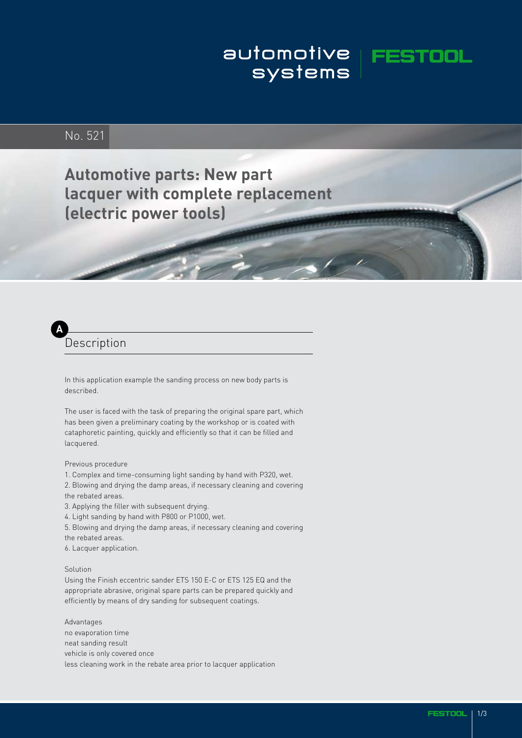automotive systems | FESTOOL

No. 521

# Automotive parts: New part lacquer with complete replacement (electric power tools)

## A Description

In this application example the sanding process on new body parts is described.

The user is faced with the task of preparing the original spare part, which has been given a preliminary coating by the workshop or is coated with cataphoretic painting, quickly and efficiently so that it can be filled and lacquered.

Previous procedure

1. Complex and time-consuming light sanding by hand with P320, wet.
2. Blowing and drying the damp areas, if necessary cleaning and covering the rebated areas.
3. Applying the filler with subsequent drying.
4. Light sanding by hand with P800 or P1000, wet.
5. Blowing and drying the damp areas, if necessary cleaning and covering the rebated areas.
6. Lacquer application.

Solution

Using the Finish eccentric sander ETS 150 E-C or ETS 125 EQ and the appropriate abrasive, original spare parts can be prepared quickly and efficiently by means of dry sanding for subsequent coatings.

Advantages

no evaporation time
neat sanding result
vehicle is only covered once
less cleaning work in the rebate area prior to lacquer application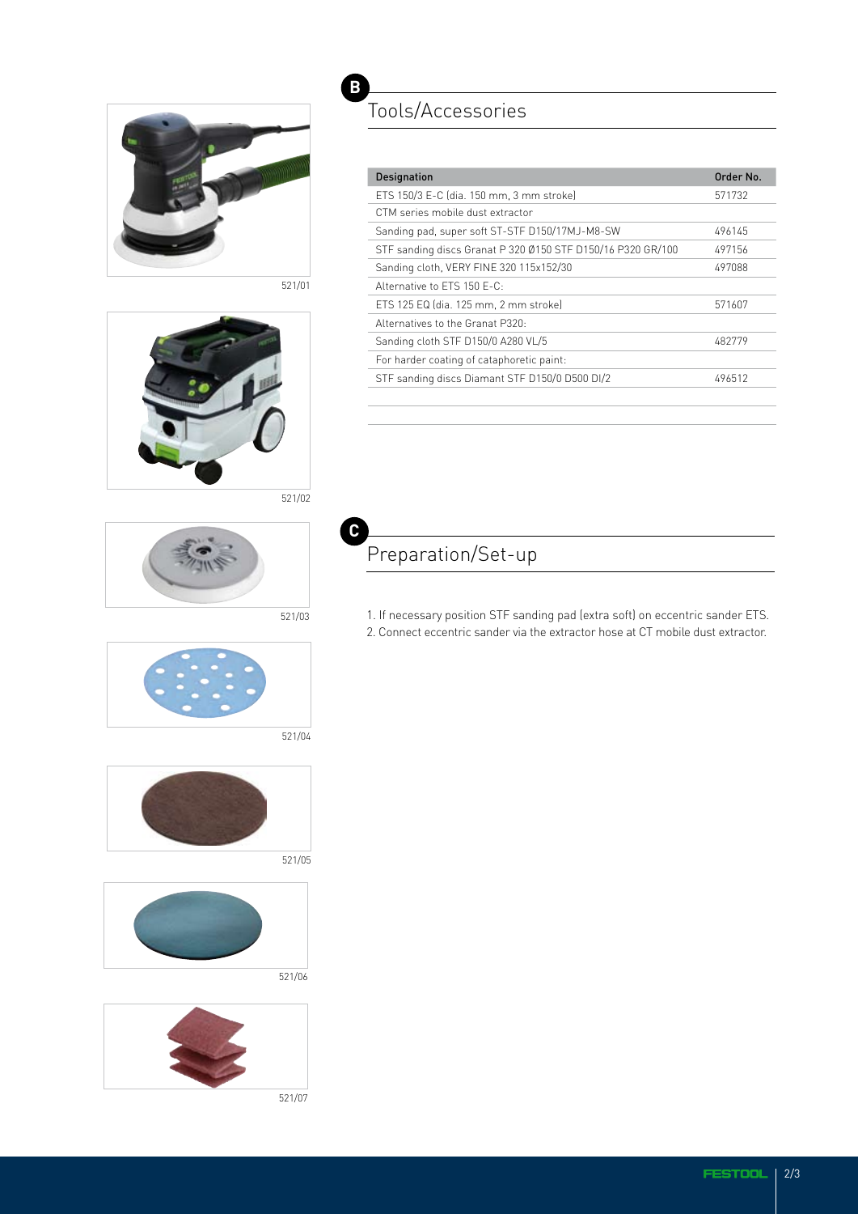## B Tools/Accessories

| Designation | Order No. |
|---|---|
| ETS 150/3 E-C (dia. 150 mm, 3 mm stroke) | 571732 |
| CTM series mobile dust extractor | |
| Sanding pad, super soft ST-STF D150/17MJ-M8-SW | 496145 |
| STF sanding discs Granat P 320 Ø150 STF D150/16 P320 GR/100 | 497156 |
| Sanding cloth, VERY FINE 320 115x152/30 | 497088 |
| Alternative to ETS 150 E-C: | |
| ETS 125 EQ (dia. 125 mm, 2 mm stroke) | 571607 |
| Alternatives to the Granat P320: | |
| Sanding cloth STF D150/0 A280 VL/5 | 482779 |
| For harder coating of cataphoretic paint: | |
| STF sanding discs Diamant STF D150/0 D500 DI/2 | 496512 |

521/01

521/02

521/03

521/04

521/05

521/06

521/07

## C Preparation/Set-up

1. If necessary position STF sanding pad (extra soft) on eccentric sander ETS.
2. Connect eccentric sander via the extractor hose at CT mobile dust extractor.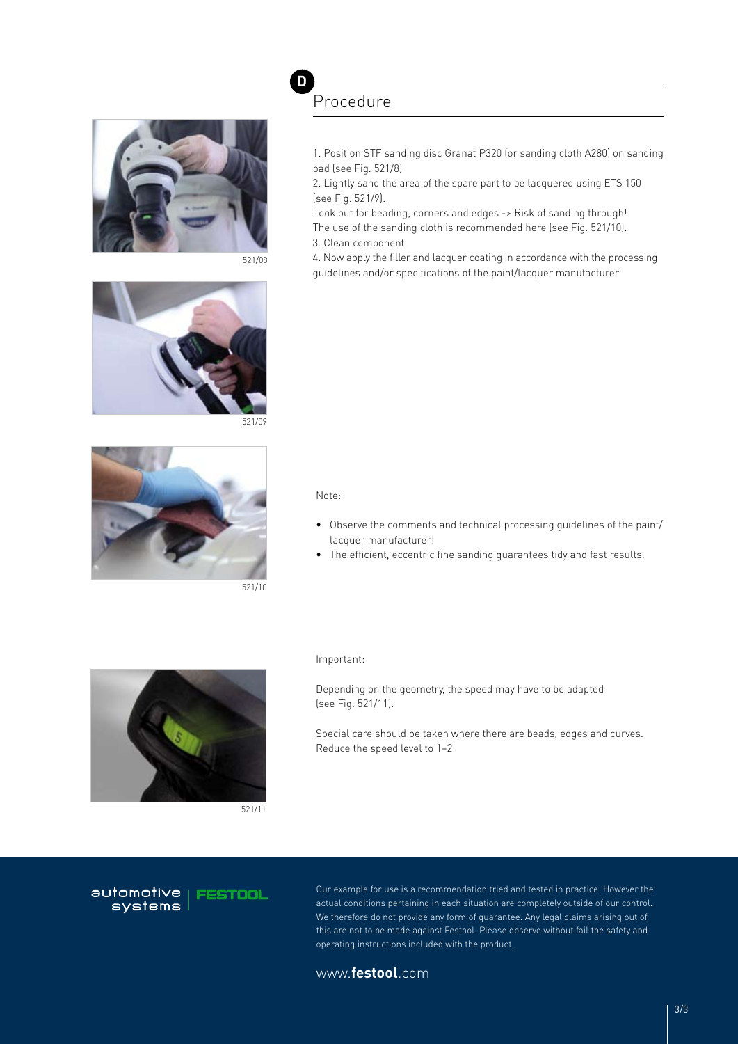D

## Procedure

1. Position STF sanding disc Granat P320 (or sanding cloth A280) on sanding pad (see Fig. 521/8)
2. Lightly sand the area of the spare part to be lacquered using ETS 150 (see Fig. 521/9).
Look out for beading, corners and edges -> Risk of sanding through!
The use of the sanding cloth is recommended here (see Fig. 521/10).
3. Clean component.
4. Now apply the filler and lacquer coating in accordance with the processing guidelines and/or specifications of the paint/lacquer manufacturer

521/08

521/09

Note:

- Observe the comments and technical processing guidelines of the paint/lacquer manufacturer!
- The efficient, eccentric fine sanding guarantees tidy and fast results.

521/10

Important:

Depending on the geometry, the speed may have to be adapted (see Fig. 521/11).

Special care should be taken where there are beads, edges and curves. Reduce the speed level to 1–2.

521/11

automotive systems | FESTOOL

Our example for use is a recommendation tried and tested in practice. However the actual conditions pertaining in each situation are completely outside of our control. We therefore do not provide any form of guarantee. Any legal claims arising out of this are not to be made against Festool. Please observe without fail the safety and operating instructions included with the product.

www.**festool**.com